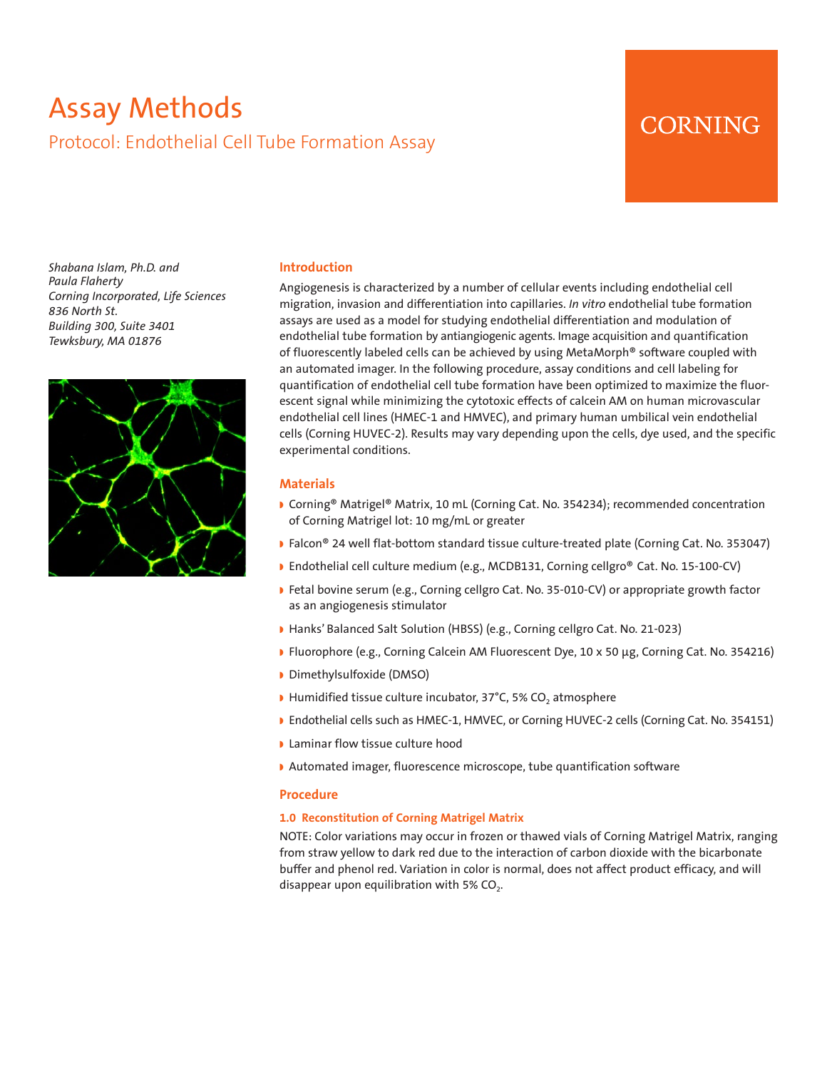# Assay Methods

## Protocol: Endothelial Cell Tube Formation Assay

CORNING

*Shabana Islam, Ph.D. and*
*Paula Flaherty*
*Corning Incorporated, Life Sciences*
*836 North St.*
*Building 300, Suite 3401*
*Tewksbury, MA 01876*

### Introduction

Angiogenesis is characterized by a number of cellular events including endothelial cell migration, invasion and differentiation into capillaries. *In vitro* endothelial tube formation assays are used as a model for studying endothelial differentiation and modulation of endothelial tube formation by antiangiogenic agents. Image acquisition and quantification of fluorescently labeled cells can be achieved by using MetaMorph® software coupled with an automated imager. In the following procedure, assay conditions and cell labeling for quantification of endothelial cell tube formation have been optimized to maximize the fluorescent signal while minimizing the cytotoxic effects of calcein AM on human microvascular endothelial cell lines (HMEC-1 and HMVEC), and primary human umbilical vein endothelial cells (Corning HUVEC-2). Results may vary depending upon the cells, dye used, and the specific experimental conditions.

### Materials

- Corning® Matrigel® Matrix, 10 mL (Corning Cat. No. 354234); recommended concentration of Corning Matrigel lot: 10 mg/mL or greater
- Falcon® 24 well flat-bottom standard tissue culture-treated plate (Corning Cat. No. 353047)
- Endothelial cell culture medium (e.g., MCDB131, Corning cellgro® Cat. No. 15-100-CV)
- Fetal bovine serum (e.g., Corning cellgro Cat. No. 35-010-CV) or appropriate growth factor as an angiogenesis stimulator
- Hanks' Balanced Salt Solution (HBSS) (e.g., Corning cellgro Cat. No. 21-023)
- Fluorophore (e.g., Corning Calcein AM Fluorescent Dye, 10 x 50 µg, Corning Cat. No. 354216)
- Dimethylsulfoxide (DMSO)
- Humidified tissue culture incubator, 37°C, 5% $CO_2$ atmosphere
- Endothelial cells such as HMEC-1, HMVEC, or Corning HUVEC-2 cells (Corning Cat. No. 354151)
- Laminar flow tissue culture hood
- Automated imager, fluorescence microscope, tube quantification software

### Procedure

#### 1.0 Reconstitution of Corning Matrigel Matrix

NOTE: Color variations may occur in frozen or thawed vials of Corning Matrigel Matrix, ranging from straw yellow to dark red due to the interaction of carbon dioxide with the bicarbonate buffer and phenol red. Variation in color is normal, does not affect product efficacy, and will disappear upon equilibration with 5% $CO_2$.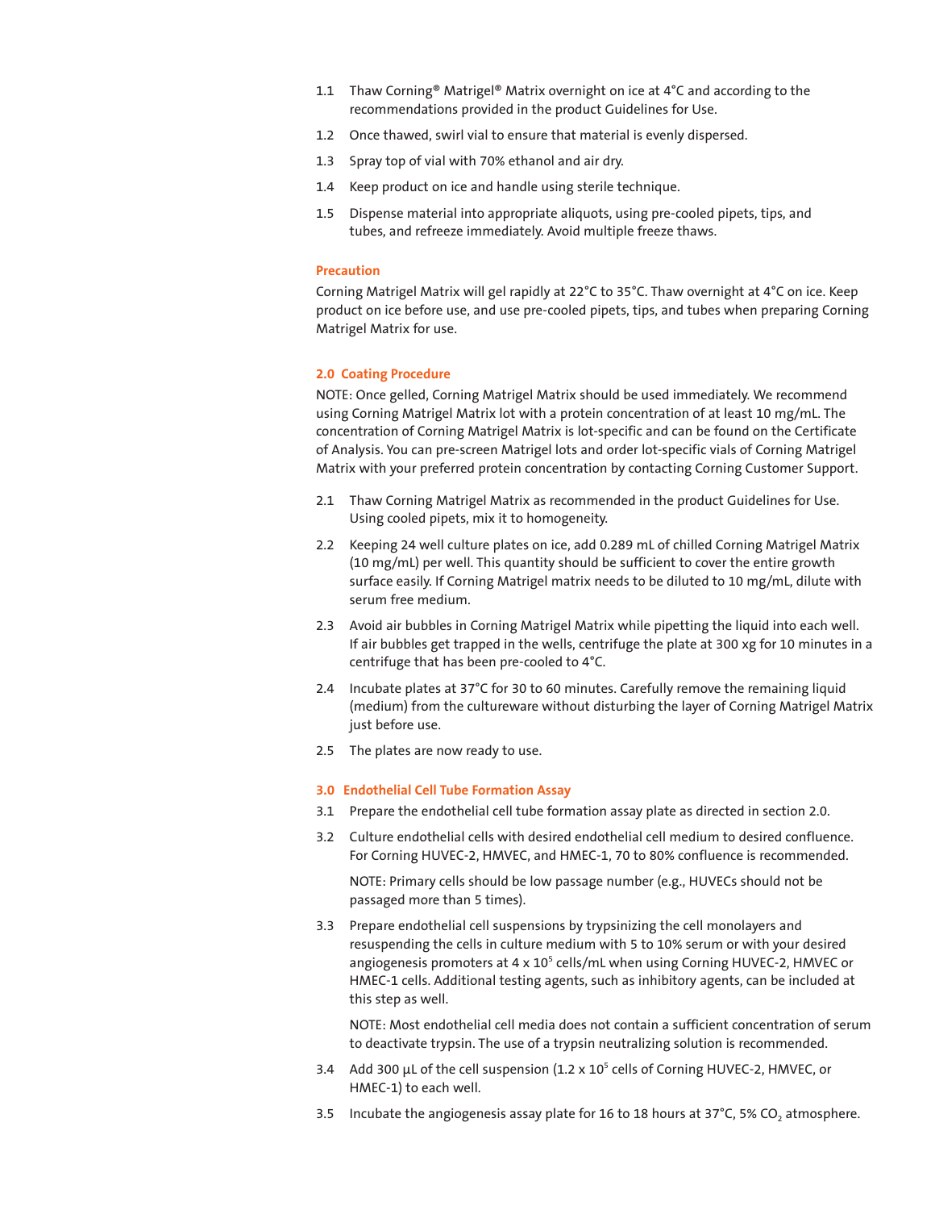1.1 Thaw Corning® Matrigel® Matrix overnight on ice at 4°C and according to the recommendations provided in the product Guidelines for Use.

1.2 Once thawed, swirl vial to ensure that material is evenly dispersed.

1.3 Spray top of vial with 70% ethanol and air dry.

1.4 Keep product on ice and handle using sterile technique.

1.5 Dispense material into appropriate aliquots, using pre-cooled pipets, tips, and tubes, and refreeze immediately. Avoid multiple freeze thaws.

### Precaution

Corning Matrigel Matrix will gel rapidly at 22°C to 35°C. Thaw overnight at 4°C on ice. Keep product on ice before use, and use pre-cooled pipets, tips, and tubes when preparing Corning Matrigel Matrix for use.

## 2.0 Coating Procedure

NOTE: Once gelled, Corning Matrigel Matrix should be used immediately. We recommend using Corning Matrigel Matrix lot with a protein concentration of at least 10 mg/mL. The concentration of Corning Matrigel Matrix is lot-specific and can be found on the Certificate of Analysis. You can pre-screen Matrigel lots and order lot-specific vials of Corning Matrigel Matrix with your preferred protein concentration by contacting Corning Customer Support.

2.1 Thaw Corning Matrigel Matrix as recommended in the product Guidelines for Use. Using cooled pipets, mix it to homogeneity.

2.2 Keeping 24 well culture plates on ice, add 0.289 mL of chilled Corning Matrigel Matrix (10 mg/mL) per well. This quantity should be sufficient to cover the entire growth surface easily. If Corning Matrigel matrix needs to be diluted to 10 mg/mL, dilute with serum free medium.

2.3 Avoid air bubbles in Corning Matrigel Matrix while pipetting the liquid into each well. If air bubbles get trapped in the wells, centrifuge the plate at 300 xg for 10 minutes in a centrifuge that has been pre-cooled to 4°C.

2.4 Incubate plates at 37°C for 30 to 60 minutes. Carefully remove the remaining liquid (medium) from the cultureware without disturbing the layer of Corning Matrigel Matrix just before use.

2.5 The plates are now ready to use.

## 3.0 Endothelial Cell Tube Formation Assay

3.1 Prepare the endothelial cell tube formation assay plate as directed in section 2.0.

3.2 Culture endothelial cells with desired endothelial cell medium to desired confluence. For Corning HUVEC-2, HMVEC, and HMEC-1, 70 to 80% confluence is recommended.

NOTE: Primary cells should be low passage number (e.g., HUVECs should not be passaged more than 5 times).

3.3 Prepare endothelial cell suspensions by trypsinizing the cell monolayers and resuspending the cells in culture medium with 5 to 10% serum or with your desired angiogenesis promoters at $4 \times 10^5$ cells/mL when using Corning HUVEC-2, HMVEC or HMEC-1 cells. Additional testing agents, such as inhibitory agents, can be included at this step as well.

NOTE: Most endothelial cell media does not contain a sufficient concentration of serum to deactivate trypsin. The use of a trypsin neutralizing solution is recommended.

3.4 Add 300 µL of the cell suspension ($1.2 \times 10^5$ cells of Corning HUVEC-2, HMVEC, or HMEC-1) to each well.

3.5 Incubate the angiogenesis assay plate for 16 to 18 hours at 37°C, 5% $CO_2$ atmosphere.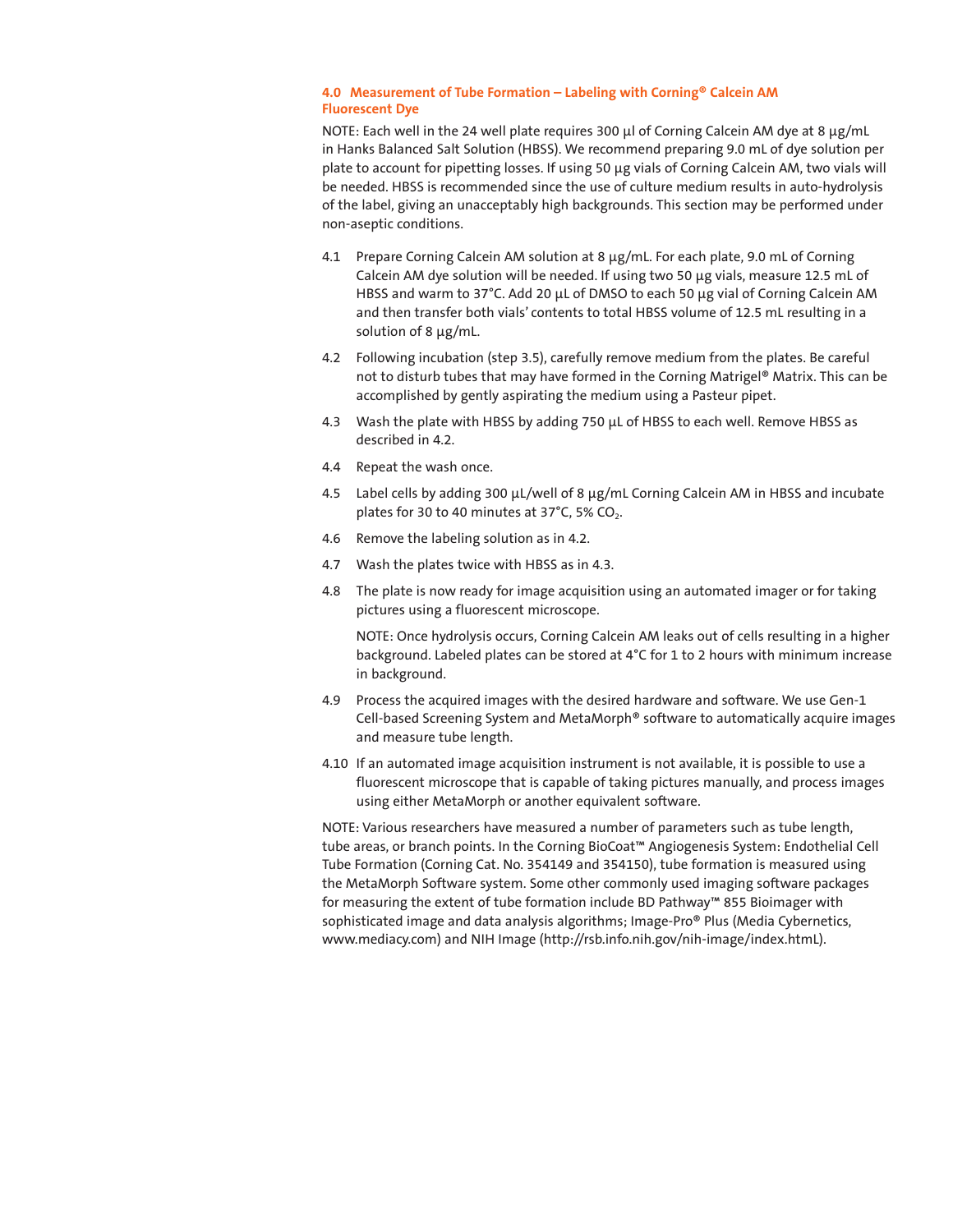## 4.0 Measurement of Tube Formation – Labeling with Corning® Calcein AM Fluorescent Dye

NOTE: Each well in the 24 well plate requires 300 µl of Corning Calcein AM dye at 8 µg/mL in Hanks Balanced Salt Solution (HBSS). We recommend preparing 9.0 mL of dye solution per plate to account for pipetting losses. If using 50 µg vials of Corning Calcein AM, two vials will be needed. HBSS is recommended since the use of culture medium results in auto-hydrolysis of the label, giving an unacceptably high backgrounds. This section may be performed under non-aseptic conditions.

4.1 Prepare Corning Calcein AM solution at 8 µg/mL. For each plate, 9.0 mL of Corning Calcein AM dye solution will be needed. If using two 50 µg vials, measure 12.5 mL of HBSS and warm to 37°C. Add 20 µL of DMSO to each 50 µg vial of Corning Calcein AM and then transfer both vials' contents to total HBSS volume of 12.5 mL resulting in a solution of 8 µg/mL.

4.2 Following incubation (step 3.5), carefully remove medium from the plates. Be careful not to disturb tubes that may have formed in the Corning Matrigel® Matrix. This can be accomplished by gently aspirating the medium using a Pasteur pipet.

4.3 Wash the plate with HBSS by adding 750 µL of HBSS to each well. Remove HBSS as described in 4.2.

4.4 Repeat the wash once.

4.5 Label cells by adding 300 µL/well of 8 µg/mL Corning Calcein AM in HBSS and incubate plates for 30 to 40 minutes at 37°C, 5% $CO_2$.

4.6 Remove the labeling solution as in 4.2.

4.7 Wash the plates twice with HBSS as in 4.3.

4.8 The plate is now ready for image acquisition using an automated imager or for taking pictures using a fluorescent microscope.

NOTE: Once hydrolysis occurs, Corning Calcein AM leaks out of cells resulting in a higher background. Labeled plates can be stored at 4°C for 1 to 2 hours with minimum increase in background.

4.9 Process the acquired images with the desired hardware and software. We use Gen-1 Cell-based Screening System and MetaMorph® software to automatically acquire images and measure tube length.

4.10 If an automated image acquisition instrument is not available, it is possible to use a fluorescent microscope that is capable of taking pictures manually, and process images using either MetaMorph or another equivalent software.

NOTE: Various researchers have measured a number of parameters such as tube length, tube areas, or branch points. In the Corning BioCoat™ Angiogenesis System: Endothelial Cell Tube Formation (Corning Cat. No. 354149 and 354150), tube formation is measured using the MetaMorph Software system. Some other commonly used imaging software packages for measuring the extent of tube formation include BD Pathway™ 855 Bioimager with sophisticated image and data analysis algorithms; Image-Pro® Plus (Media Cybernetics, www.mediacy.com) and NIH Image (http://rsb.info.nih.gov/nih-image/index.htmL).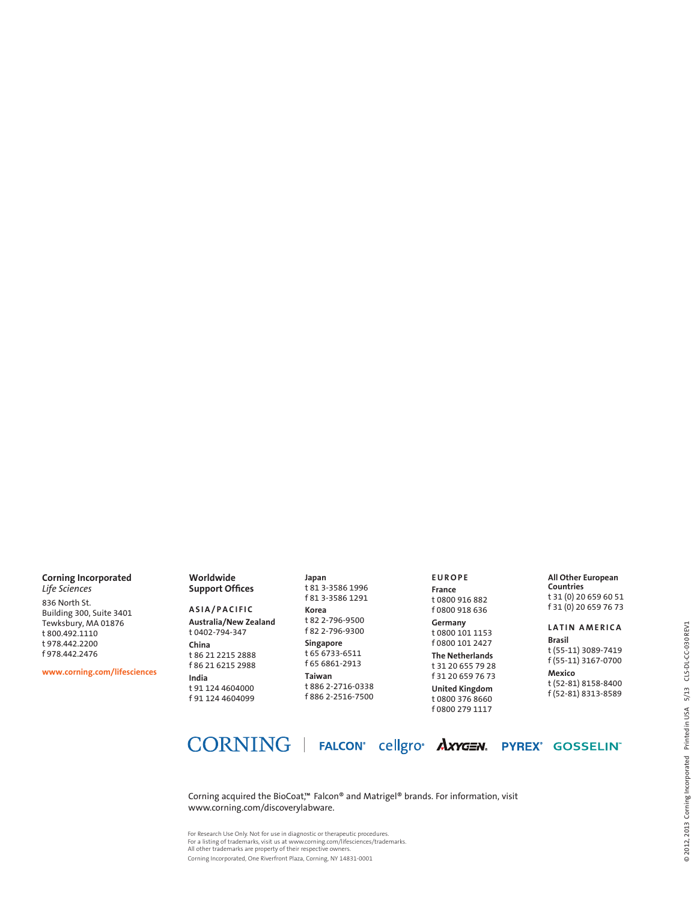**Corning Incorporated**
*Life Sciences*

836 North St.
Building 300, Suite 3401
Tewksbury, MA 01876
t 800.492.1110
t 978.442.2200
f 978.442.2476

www.corning.com/lifesciences

**Worldwide Support Offices**

**ASIA/PACIFIC**

**Australia/New Zealand**
t 0402-794-347

**China**
t 86 21 2215 2888
f 86 21 6215 2988

**India**
t 91 124 4604000
f 91 124 4604099

**Japan**
t 81 3-3586 1996
f 81 3-3586 1291

**Korea**
t 82 2-796-9500
f 82 2-796-9300

**Singapore**
t 65 6733-6511
f 65 6861-2913

**Taiwan**
t 886 2-2716-0338
f 886 2-2516-7500

**EUROPE**

**France**
t 0800 916 882
f 0800 918 636

**Germany**
t 0800 101 1153
f 0800 101 2427

**The Netherlands**
t 31 20 655 79 28
f 31 20 659 76 73

**United Kingdom**
t 0800 376 8660
f 0800 279 1117

**All Other European Countries**
t 31 (0) 20 659 60 51
f 31 (0) 20 659 76 73

**LATIN AMERICA**

**Brasil**
t (55-11) 3089-7419
f (55-11) 3167-0700

**Mexico**
t (52-81) 8158-8400
f (52-81) 8313-8589

CORNING | FALCON® cellgro® AXYGEN® PYREX® GOSSELIN™

Corning acquired the BioCoat,™ Falcon® and Matrigel® brands. For information, visit www.corning.com/discoverylabware.

For Research Use Only. Not for use in diagnostic or therapeutic procedures.
For a listing of trademarks, visit us at www.corning.com/lifesciences/trademarks.
All other trademarks are property of their respective owners.

Corning Incorporated, One Riverfront Plaza, Corning, NY 14831-0001

© 2012, 2013 Corning Incorporated Printed in USA 5/13 CLS-DL-CC-030 REV1